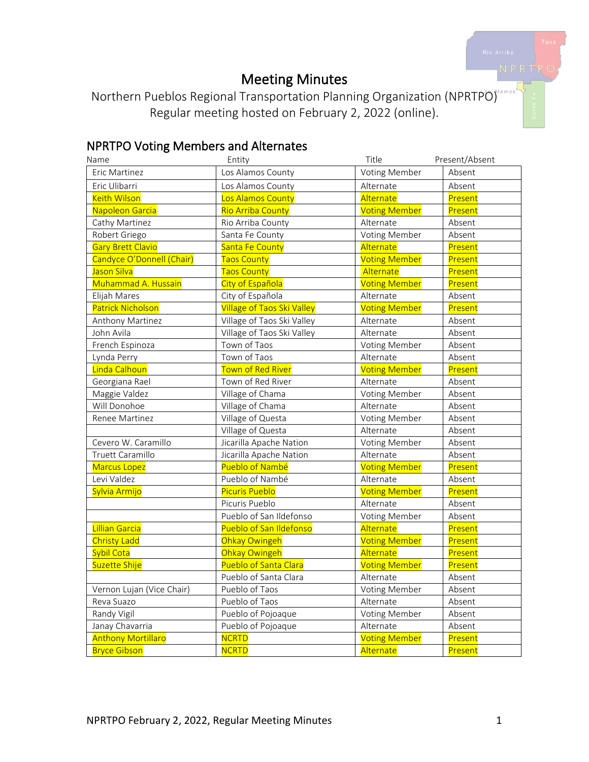# Meeting Minutes

Northern Pueblos Regional Transportation Planning Organization (NPRTPO)
Regular meeting hosted on February 2, 2022 (online).

## NPRTPO Voting Members and Alternates

| Name | Entity | Title | Present/Absent |
|---|---|---|---|
| Eric Martinez | Los Alamos County | Voting Member | Absent |
| Eric Ulibarri | Los Alamos County | Alternate | Absent |
| Keith Wilson | Los Alamos County | Alternate | Present |
| Napoleon Garcia | Rio Arriba County | Voting Member | Present |
| Cathy Martinez | Rio Arriba County | Alternate | Absent |
| Robert Griego | Santa Fe County | Voting Member | Absent |
| Gary Brett Clavio | Santa Fe County | Alternate | Present |
| Candyce O'Donnell (Chair) | Taos County | Voting Member | Present |
| Jason Silva | Taos County | Alternate | Present |
| Muhammad A. Hussain | City of Española | Voting Member | Present |
| Elijah Mares | City of Española | Alternate | Absent |
| Patrick Nicholson | Village of Taos Ski Valley | Voting Member | Present |
| Anthony Martinez | Village of Taos Ski Valley | Alternate | Absent |
| John Avila | Village of Taos Ski Valley | Alternate | Absent |
| French Espinoza | Town of Taos | Voting Member | Absent |
| Lynda Perry | Town of Taos | Alternate | Absent |
| Linda Calhoun | Town of Red River | Voting Member | Present |
| Georgiana Rael | Town of Red River | Alternate | Absent |
| Maggie Valdez | Village of Chama | Voting Member | Absent |
| Will Donohoe | Village of Chama | Alternate | Absent |
| Renee Martinez | Village of Questa | Voting Member | Absent |
| | Village of Questa | Alternate | Absent |
| Cevero W. Caramillo | Jicarilla Apache Nation | Voting Member | Absent |
| Truett Caramillo | Jicarilla Apache Nation | Alternate | Absent |
| Marcus Lopez | Pueblo of Nambé | Voting Member | Present |
| Levi Valdez | Pueblo of Nambé | Alternate | Absent |
| Sylvia Armijo | Picuris Pueblo | Voting Member | Present |
| | Picuris Pueblo | Alternate | Absent |
| | Pueblo of San Ildefonso | Voting Member | Absent |
| Lillian Garcia | Pueblo of San Ildefonso | Alternate | Present |
| Christy Ladd | Ohkay Owingeh | Voting Member | Present |
| Sybil Cota | Ohkay Owingeh | Alternate | Present |
| Suzette Shije | Pueblo of Santa Clara | Voting Member | Present |
| | Pueblo of Santa Clara | Alternate | Absent |
| Vernon Lujan (Vice Chair) | Pueblo of Taos | Voting Member | Absent |
| Reva Suazo | Pueblo of Taos | Alternate | Absent |
| Randy Vigil | Pueblo of Pojoaque | Voting Member | Absent |
| Janay Chavarria | Pueblo of Pojoaque | Alternate | Absent |
| Anthony Mortillaro | NCRTD | Voting Member | Present |
| Bryce Gibson | NCRTD | Alternate | Present |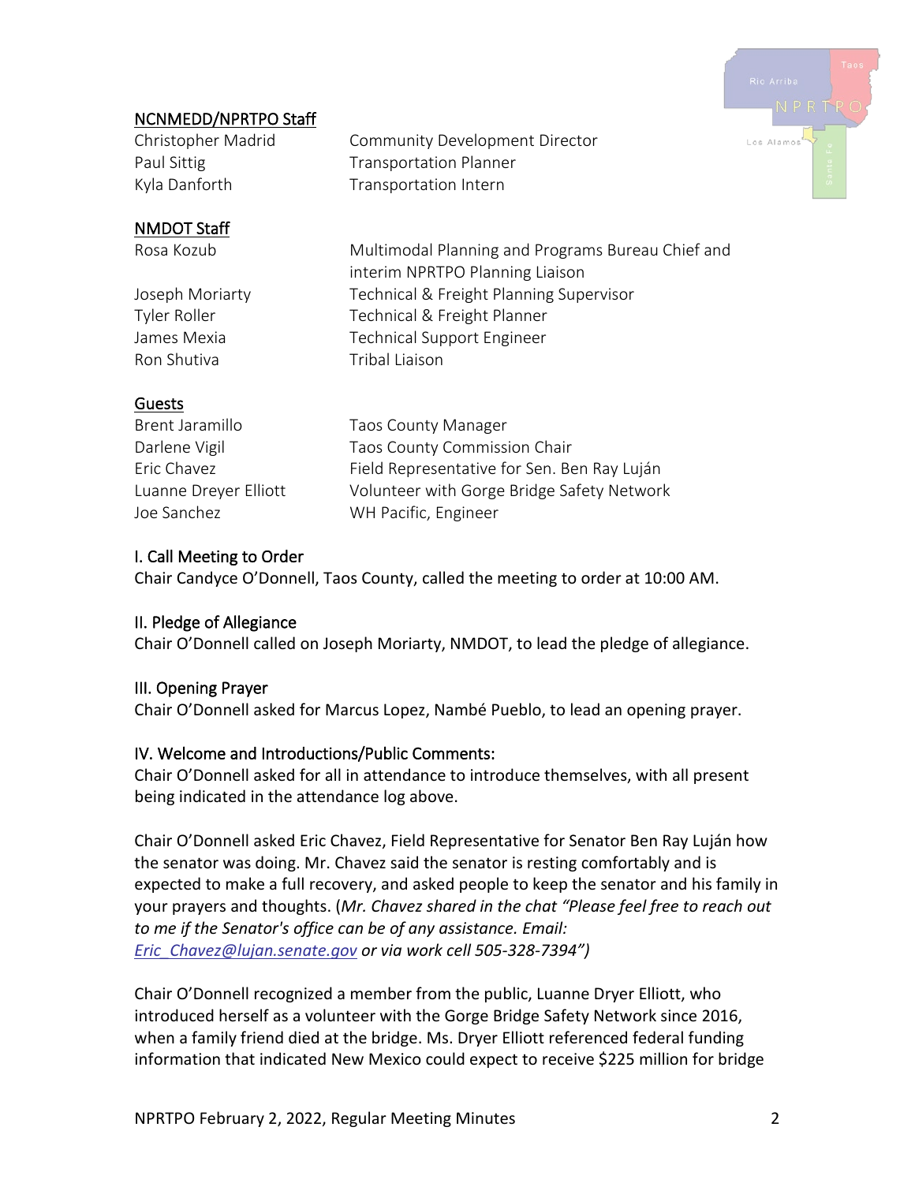**NCNMEDD/NPRTPO Staff**

| | |
|---|---|
| Christopher Madrid | Community Development Director |
| Paul Sittig | Transportation Planner |
| Kyla Danforth | Transportation Intern |

**NMDOT Staff**

| | |
|---|---|
| Rosa Kozub | Multimodal Planning and Programs Bureau Chief and interim NPRTPO Planning Liaison |
| Joseph Moriarty | Technical & Freight Planning Supervisor |
| Tyler Roller | Technical & Freight Planner |
| James Mexia | Technical Support Engineer |
| Ron Shutiva | Tribal Liaison |

**Guests**

| | |
|---|---|
| Brent Jaramillo | Taos County Manager |
| Darlene Vigil | Taos County Commission Chair |
| Eric Chavez | Field Representative for Sen. Ben Ray Luján |
| Luanne Dreyer Elliott | Volunteer with Gorge Bridge Safety Network |
| Joe Sanchez | WH Pacific, Engineer |

## I. Call Meeting to Order

Chair Candyce O'Donnell, Taos County, called the meeting to order at 10:00 AM.

## II. Pledge of Allegiance

Chair O'Donnell called on Joseph Moriarty, NMDOT, to lead the pledge of allegiance.

## III. Opening Prayer

Chair O'Donnell asked for Marcus Lopez, Nambé Pueblo, to lead an opening prayer.

## IV. Welcome and Introductions/Public Comments:

Chair O'Donnell asked for all in attendance to introduce themselves, with all present being indicated in the attendance log above.

Chair O'Donnell asked Eric Chavez, Field Representative for Senator Ben Ray Luján how the senator was doing. Mr. Chavez said the senator is resting comfortably and is expected to make a full recovery, and asked people to keep the senator and his family in your prayers and thoughts. (*Mr. Chavez shared in the chat "Please feel free to reach out to me if the Senator's office can be of any assistance. Email: Eric_Chavez@lujan.senate.gov or via work cell 505-328-7394")*

Chair O'Donnell recognized a member from the public, Luanne Dryer Elliott, who introduced herself as a volunteer with the Gorge Bridge Safety Network since 2016, when a family friend died at the bridge. Ms. Dryer Elliott referenced federal funding information that indicated New Mexico could expect to receive $225 million for bridge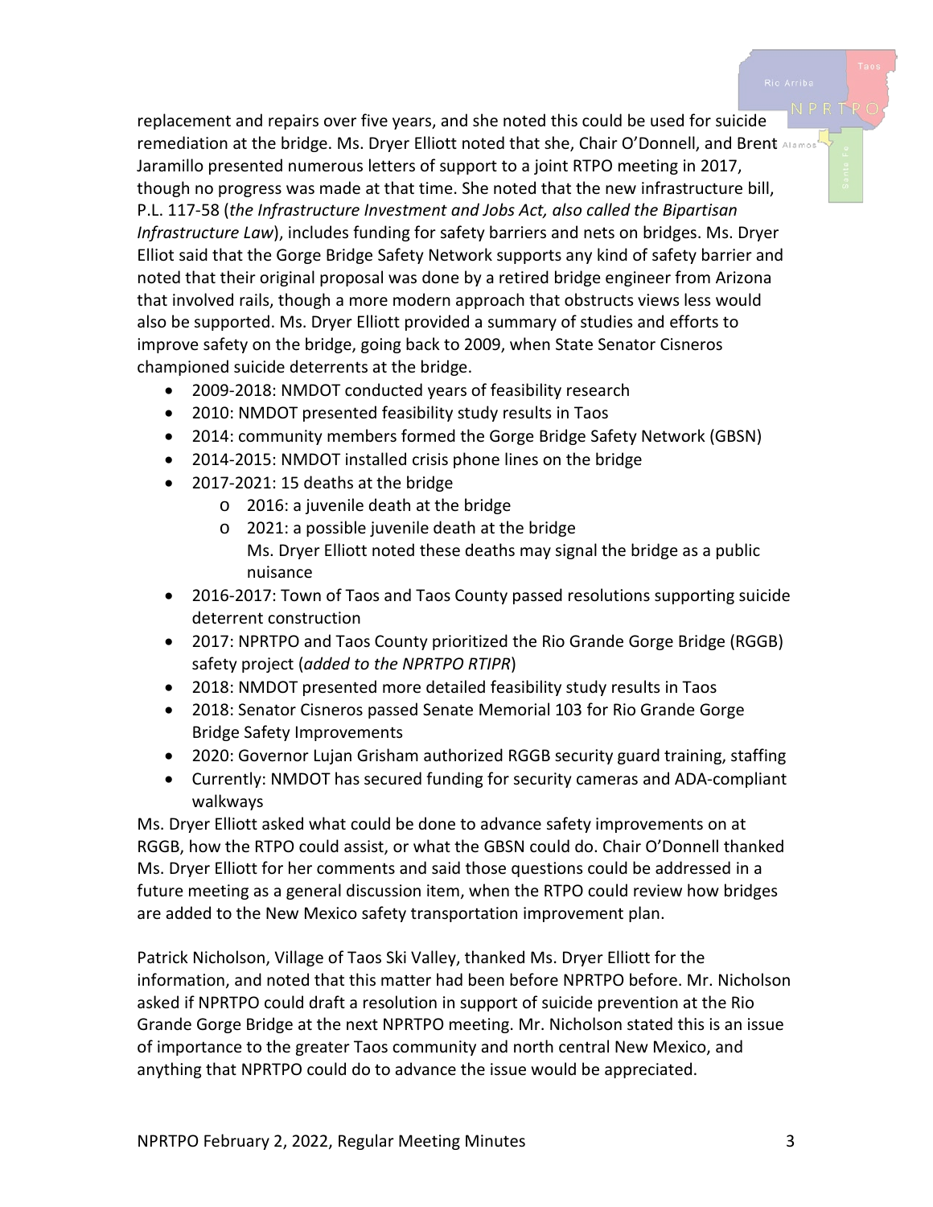replacement and repairs over five years, and she noted this could be used for suicide remediation at the bridge. Ms. Dryer Elliott noted that she, Chair O'Donnell, and Brent Jaramillo presented numerous letters of support to a joint RTPO meeting in 2017, though no progress was made at that time. She noted that the new infrastructure bill, P.L. 117-58 (*the Infrastructure Investment and Jobs Act, also called the Bipartisan Infrastructure Law*), includes funding for safety barriers and nets on bridges. Ms. Dryer Elliot said that the Gorge Bridge Safety Network supports any kind of safety barrier and noted that their original proposal was done by a retired bridge engineer from Arizona that involved rails, though a more modern approach that obstructs views less would also be supported. Ms. Dryer Elliott provided a summary of studies and efforts to improve safety on the bridge, going back to 2009, when State Senator Cisneros championed suicide deterrents at the bridge.

- 2009-2018: NMDOT conducted years of feasibility research
- 2010: NMDOT presented feasibility study results in Taos
- 2014: community members formed the Gorge Bridge Safety Network (GBSN)
- 2014-2015: NMDOT installed crisis phone lines on the bridge
- 2017-2021: 15 deaths at the bridge
    - 2016: a juvenile death at the bridge
    - 2021: a possible juvenile death at the bridge
      Ms. Dryer Elliott noted these deaths may signal the bridge as a public nuisance
- 2016-2017: Town of Taos and Taos County passed resolutions supporting suicide deterrent construction
- 2017: NPRTPO and Taos County prioritized the Rio Grande Gorge Bridge (RGGB) safety project (*added to the NPRTPO RTIPR*)
- 2018: NMDOT presented more detailed feasibility study results in Taos
- 2018: Senator Cisneros passed Senate Memorial 103 for Rio Grande Gorge Bridge Safety Improvements
- 2020: Governor Lujan Grisham authorized RGGB security guard training, staffing
- Currently: NMDOT has secured funding for security cameras and ADA-compliant walkways

Ms. Dryer Elliott asked what could be done to advance safety improvements on at RGGB, how the RTPO could assist, or what the GBSN could do. Chair O'Donnell thanked Ms. Dryer Elliott for her comments and said those questions could be addressed in a future meeting as a general discussion item, when the RTPO could review how bridges are added to the New Mexico safety transportation improvement plan.

Patrick Nicholson, Village of Taos Ski Valley, thanked Ms. Dryer Elliott for the information, and noted that this matter had been before NPRTPO before. Mr. Nicholson asked if NPRTPO could draft a resolution in support of suicide prevention at the Rio Grande Gorge Bridge at the next NPRTPO meeting. Mr. Nicholson stated this is an issue of importance to the greater Taos community and north central New Mexico, and anything that NPRTPO could do to advance the issue would be appreciated.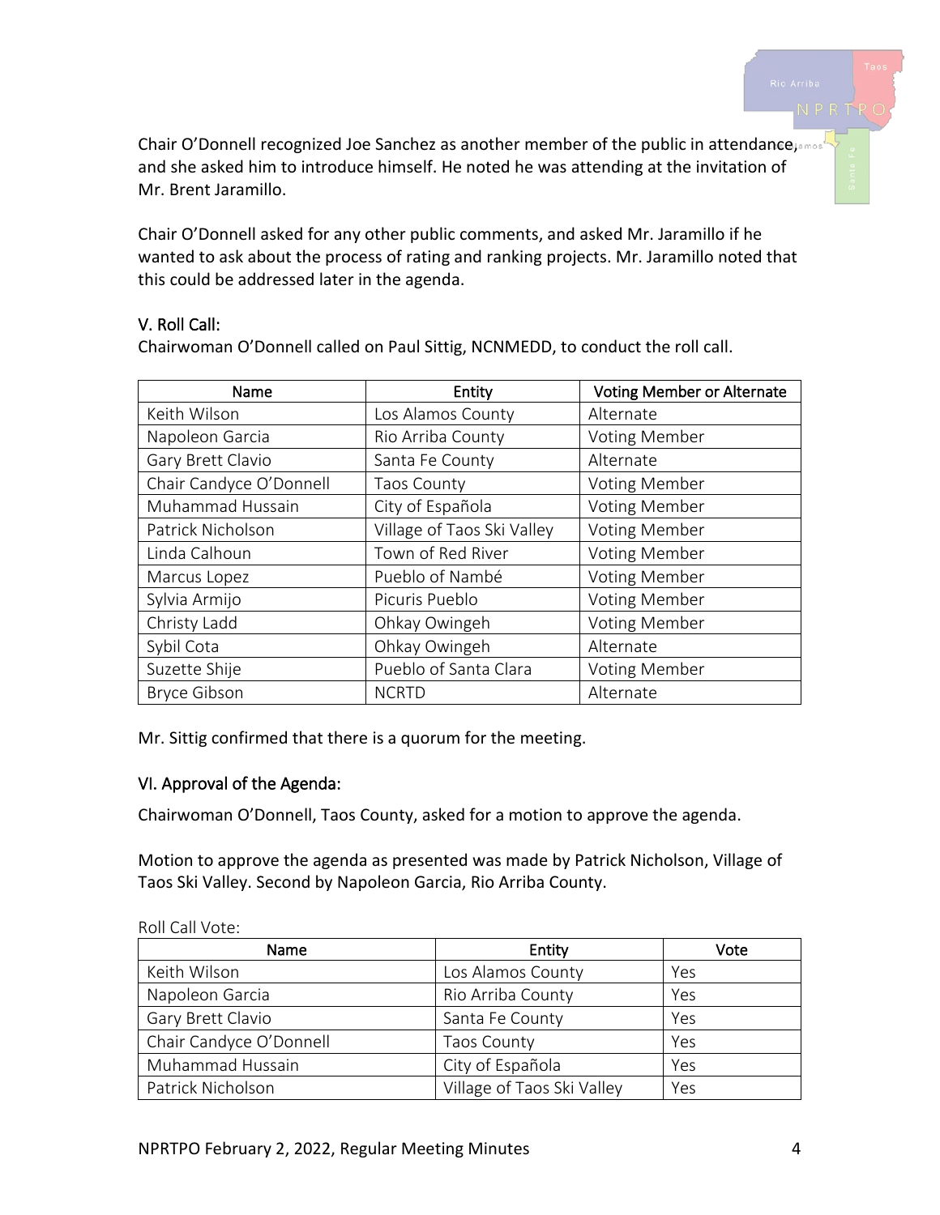Chair O'Donnell recognized Joe Sanchez as another member of the public in attendance, and she asked him to introduce himself. He noted he was attending at the invitation of Mr. Brent Jaramillo.

Chair O'Donnell asked for any other public comments, and asked Mr. Jaramillo if he wanted to ask about the process of rating and ranking projects. Mr. Jaramillo noted that this could be addressed later in the agenda.

## V. Roll Call:

Chairwoman O'Donnell called on Paul Sittig, NCNMEDD, to conduct the roll call.

| Name | Entity | Voting Member or Alternate |
|---|---|---|
| Keith Wilson | Los Alamos County | Alternate |
| Napoleon Garcia | Rio Arriba County | Voting Member |
| Gary Brett Clavio | Santa Fe County | Alternate |
| Chair Candyce O'Donnell | Taos County | Voting Member |
| Muhammad Hussain | City of Española | Voting Member |
| Patrick Nicholson | Village of Taos Ski Valley | Voting Member |
| Linda Calhoun | Town of Red River | Voting Member |
| Marcus Lopez | Pueblo of Nambé | Voting Member |
| Sylvia Armijo | Picuris Pueblo | Voting Member |
| Christy Ladd | Ohkay Owingeh | Voting Member |
| Sybil Cota | Ohkay Owingeh | Alternate |
| Suzette Shije | Pueblo of Santa Clara | Voting Member |
| Bryce Gibson | NCRTD | Alternate |

Mr. Sittig confirmed that there is a quorum for the meeting.

## VI. Approval of the Agenda:

Chairwoman O'Donnell, Taos County, asked for a motion to approve the agenda.

Motion to approve the agenda as presented was made by Patrick Nicholson, Village of Taos Ski Valley. Second by Napoleon Garcia, Rio Arriba County.

Roll Call Vote:

| Name | Entity | Vote |
|---|---|---|
| Keith Wilson | Los Alamos County | Yes |
| Napoleon Garcia | Rio Arriba County | Yes |
| Gary Brett Clavio | Santa Fe County | Yes |
| Chair Candyce O'Donnell | Taos County | Yes |
| Muhammad Hussain | City of Española | Yes |
| Patrick Nicholson | Village of Taos Ski Valley | Yes |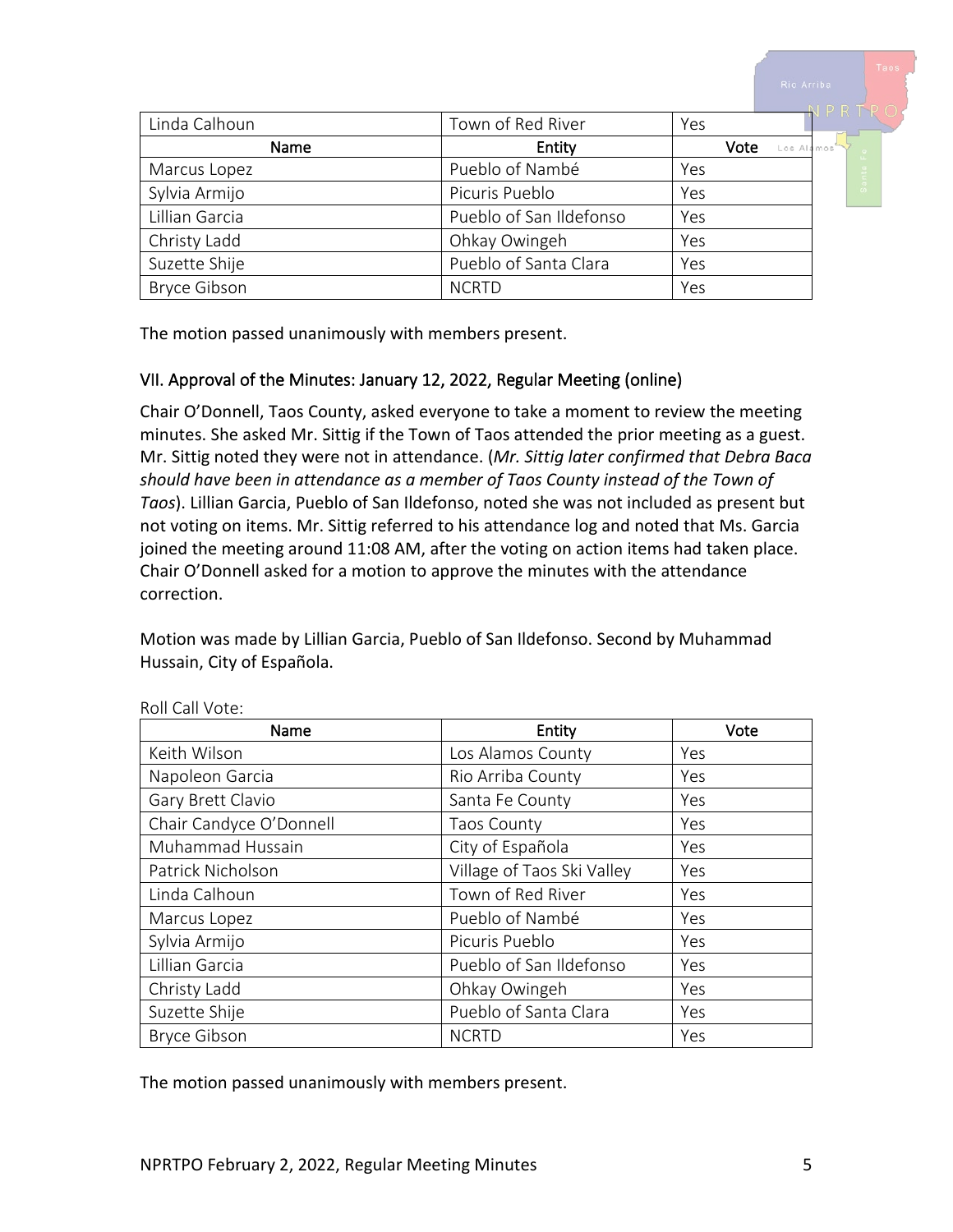| Linda Calhoun | Town of Red River | Yes |
|---|---|---|
| **Name** | **Entity** | **Vote** |
| Marcus Lopez | Pueblo of Nambé | Yes |
| Sylvia Armijo | Picuris Pueblo | Yes |
| Lillian Garcia | Pueblo of San Ildefonso | Yes |
| Christy Ladd | Ohkay Owingeh | Yes |
| Suzette Shije | Pueblo of Santa Clara | Yes |
| Bryce Gibson | NCRTD | Yes |

The motion passed unanimously with members present.

## VII. Approval of the Minutes: January 12, 2022, Regular Meeting (online)

Chair O'Donnell, Taos County, asked everyone to take a moment to review the meeting minutes. She asked Mr. Sittig if the Town of Taos attended the prior meeting as a guest. Mr. Sittig noted they were not in attendance. (*Mr. Sittig later confirmed that Debra Baca should have been in attendance as a member of Taos County instead of the Town of Taos*). Lillian Garcia, Pueblo of San Ildefonso, noted she was not included as present but not voting on items. Mr. Sittig referred to his attendance log and noted that Ms. Garcia joined the meeting around 11:08 AM, after the voting on action items had taken place. Chair O'Donnell asked for a motion to approve the minutes with the attendance correction.

Motion was made by Lillian Garcia, Pueblo of San Ildefonso. Second by Muhammad Hussain, City of Española.

Roll Call Vote:

| Name | Entity | Vote |
|---|---|---|
| Keith Wilson | Los Alamos County | Yes |
| Napoleon Garcia | Rio Arriba County | Yes |
| Gary Brett Clavio | Santa Fe County | Yes |
| Chair Candyce O'Donnell | Taos County | Yes |
| Muhammad Hussain | City of Española | Yes |
| Patrick Nicholson | Village of Taos Ski Valley | Yes |
| Linda Calhoun | Town of Red River | Yes |
| Marcus Lopez | Pueblo of Nambé | Yes |
| Sylvia Armijo | Picuris Pueblo | Yes |
| Lillian Garcia | Pueblo of San Ildefonso | Yes |
| Christy Ladd | Ohkay Owingeh | Yes |
| Suzette Shije | Pueblo of Santa Clara | Yes |
| Bryce Gibson | NCRTD | Yes |

The motion passed unanimously with members present.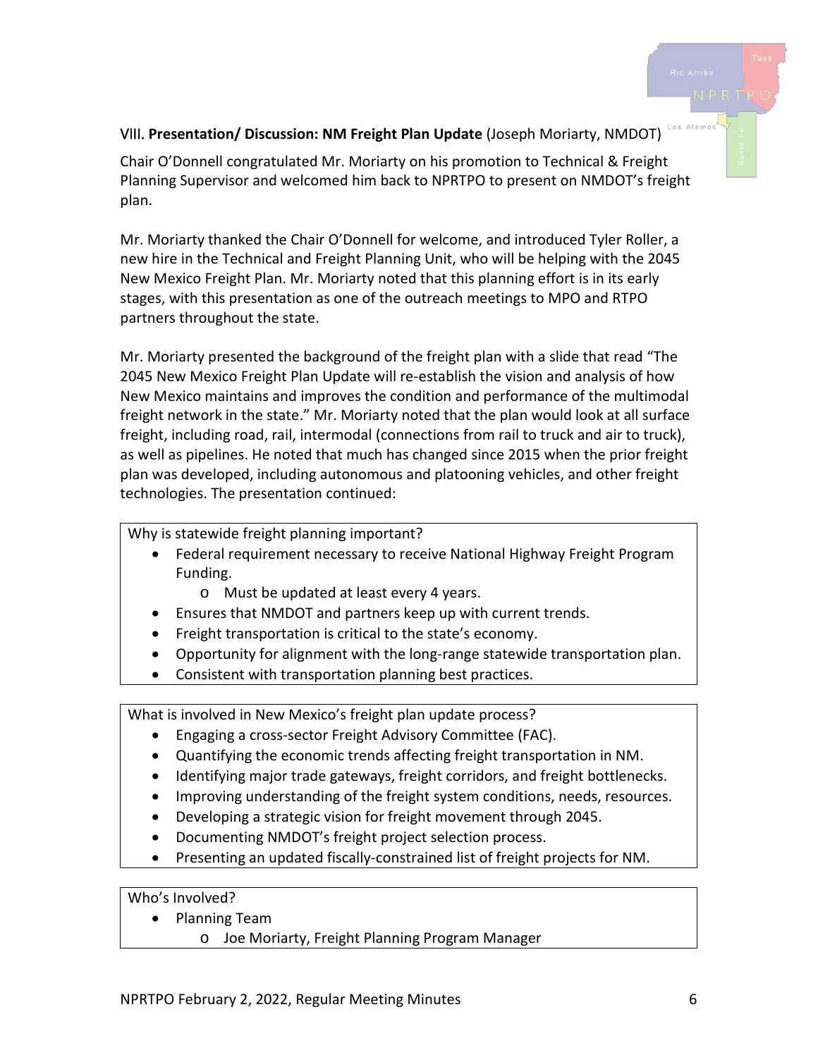## VIII. **Presentation/ Discussion: NM Freight Plan Update** (Joseph Moriarty, NMDOT)

Chair O'Donnell congratulated Mr. Moriarty on his promotion to Technical & Freight Planning Supervisor and welcomed him back to NPRTPO to present on NMDOT's freight plan.

Mr. Moriarty thanked the Chair O'Donnell for welcome, and introduced Tyler Roller, a new hire in the Technical and Freight Planning Unit, who will be helping with the 2045 New Mexico Freight Plan. Mr. Moriarty noted that this planning effort is in its early stages, with this presentation as one of the outreach meetings to MPO and RTPO partners throughout the state.

Mr. Moriarty presented the background of the freight plan with a slide that read "The 2045 New Mexico Freight Plan Update will re-establish the vision and analysis of how New Mexico maintains and improves the condition and performance of the multimodal freight network in the state." Mr. Moriarty noted that the plan would look at all surface freight, including road, rail, intermodal (connections from rail to truck and air to truck), as well as pipelines. He noted that much has changed since 2015 when the prior freight plan was developed, including autonomous and platooning vehicles, and other freight technologies. The presentation continued:

Why is statewide freight planning important?

- Federal requirement necessary to receive National Highway Freight Program Funding.
  - Must be updated at least every 4 years.
- Ensures that NMDOT and partners keep up with current trends.
- Freight transportation is critical to the state's economy.
- Opportunity for alignment with the long-range statewide transportation plan.
- Consistent with transportation planning best practices.

What is involved in New Mexico's freight plan update process?

- Engaging a cross-sector Freight Advisory Committee (FAC).
- Quantifying the economic trends affecting freight transportation in NM.
- Identifying major trade gateways, freight corridors, and freight bottlenecks.
- Improving understanding of the freight system conditions, needs, resources.
- Developing a strategic vision for freight movement through 2045.
- Documenting NMDOT's freight project selection process.
- Presenting an updated fiscally-constrained list of freight projects for NM.

Who's Involved?

- Planning Team
  - Joe Moriarty, Freight Planning Program Manager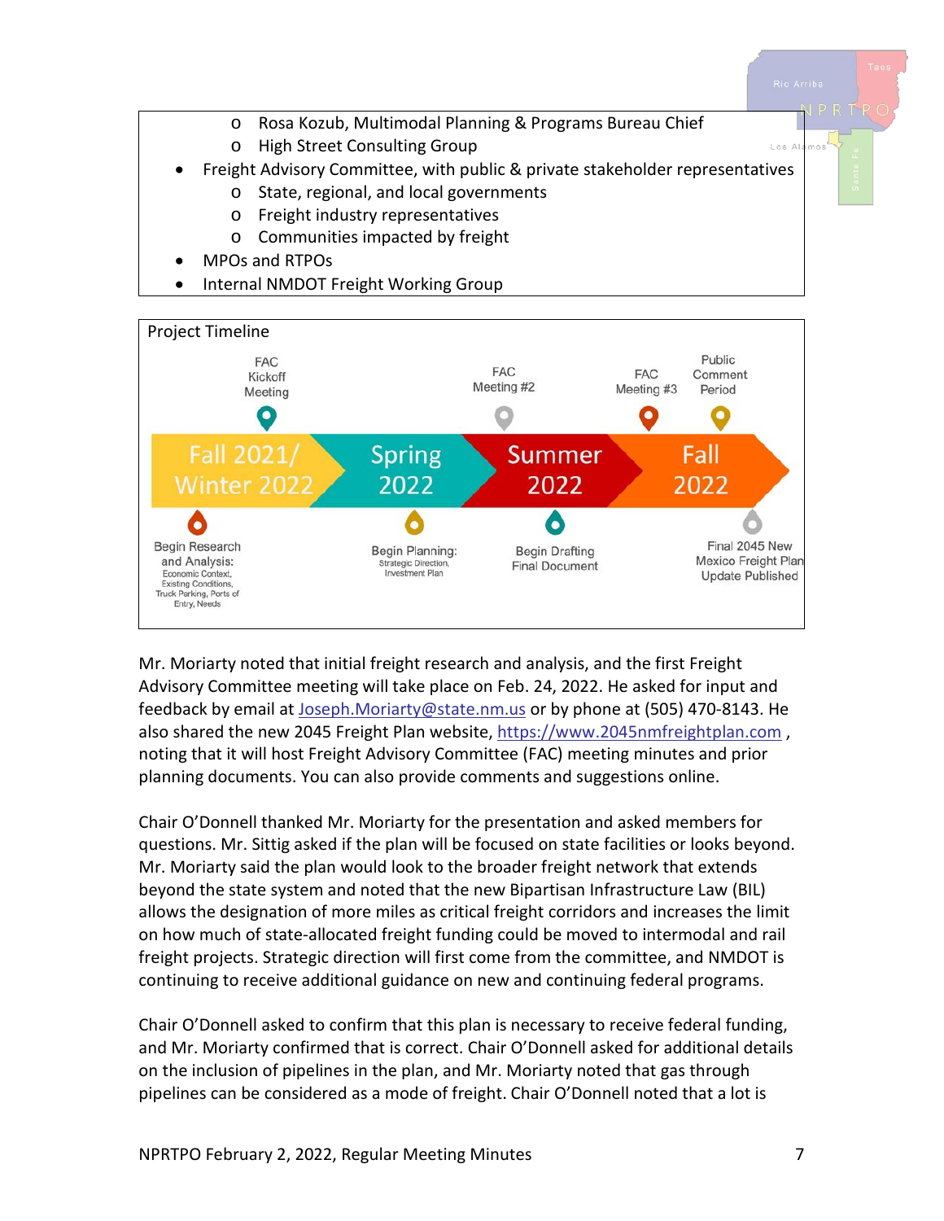- Rosa Kozub, Multimodal Planning & Programs Bureau Chief
  - High Street Consulting Group
- Freight Advisory Committee, with public & private stakeholder representatives
  - State, regional, and local governments
  - Freight industry representatives
  - Communities impacted by freight
- MPOs and RTPOs
- Internal NMDOT Freight Working Group

Project Timeline

| Period | Above timeline | Below timeline |
| --- | --- | --- |
| Fall 2021/ Winter 2022 | FAC Kickoff Meeting | Begin Research and Analysis: Economic Context, Existing Conditions, Truck Parking, Ports of Entry, Needs |
| Spring 2022 | | Begin Planning: Strategic Direction, Investment Plan |
| Summer 2022 | FAC Meeting #2 | Begin Drafting Final Document |
| Fall 2022 | FAC Meeting #3; Public Comment Period | Final 2045 New Mexico Freight Plan Update Published |

Mr. Moriarty noted that initial freight research and analysis, and the first Freight Advisory Committee meeting will take place on Feb. 24, 2022. He asked for input and feedback by email at Joseph.Moriarty@state.nm.us or by phone at (505) 470-8143. He also shared the new 2045 Freight Plan website, https://www.2045nmfreightplan.com , noting that it will host Freight Advisory Committee (FAC) meeting minutes and prior planning documents. You can also provide comments and suggestions online.

Chair O'Donnell thanked Mr. Moriarty for the presentation and asked members for questions. Mr. Sittig asked if the plan will be focused on state facilities or looks beyond. Mr. Moriarty said the plan would look to the broader freight network that extends beyond the state system and noted that the new Bipartisan Infrastructure Law (BIL) allows the designation of more miles as critical freight corridors and increases the limit on how much of state-allocated freight funding could be moved to intermodal and rail freight projects. Strategic direction will first come from the committee, and NMDOT is continuing to receive additional guidance on new and continuing federal programs.

Chair O'Donnell asked to confirm that this plan is necessary to receive federal funding, and Mr. Moriarty confirmed that is correct. Chair O'Donnell asked for additional details on the inclusion of pipelines in the plan, and Mr. Moriarty noted that gas through pipelines can be considered as a mode of freight. Chair O'Donnell noted that a lot is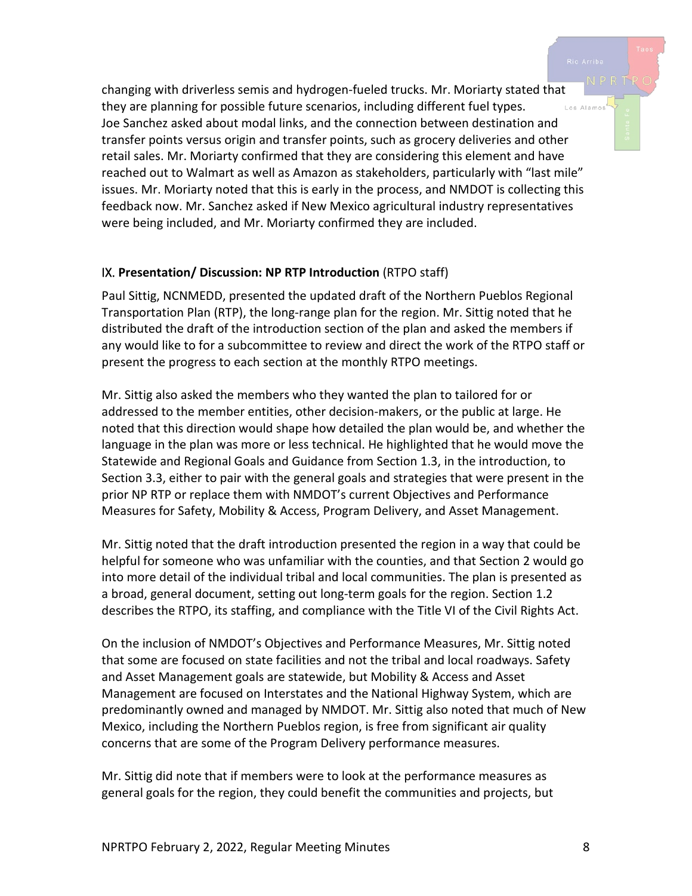changing with driverless semis and hydrogen-fueled trucks. Mr. Moriarty stated that they are planning for possible future scenarios, including different fuel types. Joe Sanchez asked about modal links, and the connection between destination and transfer points versus origin and transfer points, such as grocery deliveries and other retail sales. Mr. Moriarty confirmed that they are considering this element and have reached out to Walmart as well as Amazon as stakeholders, particularly with "last mile" issues. Mr. Moriarty noted that this is early in the process, and NMDOT is collecting this feedback now. Mr. Sanchez asked if New Mexico agricultural industry representatives were being included, and Mr. Moriarty confirmed they are included.

### IX. **Presentation/ Discussion: NP RTP Introduction** (RTPO staff)

Paul Sittig, NCNMEDD, presented the updated draft of the Northern Pueblos Regional Transportation Plan (RTP), the long-range plan for the region. Mr. Sittig noted that he distributed the draft of the introduction section of the plan and asked the members if any would like to for a subcommittee to review and direct the work of the RTPO staff or present the progress to each section at the monthly RTPO meetings.

Mr. Sittig also asked the members who they wanted the plan to tailored for or addressed to the member entities, other decision-makers, or the public at large. He noted that this direction would shape how detailed the plan would be, and whether the language in the plan was more or less technical. He highlighted that he would move the Statewide and Regional Goals and Guidance from Section 1.3, in the introduction, to Section 3.3, either to pair with the general goals and strategies that were present in the prior NP RTP or replace them with NMDOT's current Objectives and Performance Measures for Safety, Mobility & Access, Program Delivery, and Asset Management.

Mr. Sittig noted that the draft introduction presented the region in a way that could be helpful for someone who was unfamiliar with the counties, and that Section 2 would go into more detail of the individual tribal and local communities. The plan is presented as a broad, general document, setting out long-term goals for the region. Section 1.2 describes the RTPO, its staffing, and compliance with the Title VI of the Civil Rights Act.

On the inclusion of NMDOT's Objectives and Performance Measures, Mr. Sittig noted that some are focused on state facilities and not the tribal and local roadways. Safety and Asset Management goals are statewide, but Mobility & Access and Asset Management are focused on Interstates and the National Highway System, which are predominantly owned and managed by NMDOT. Mr. Sittig also noted that much of New Mexico, including the Northern Pueblos region, is free from significant air quality concerns that are some of the Program Delivery performance measures.

Mr. Sittig did note that if members were to look at the performance measures as general goals for the region, they could benefit the communities and projects, but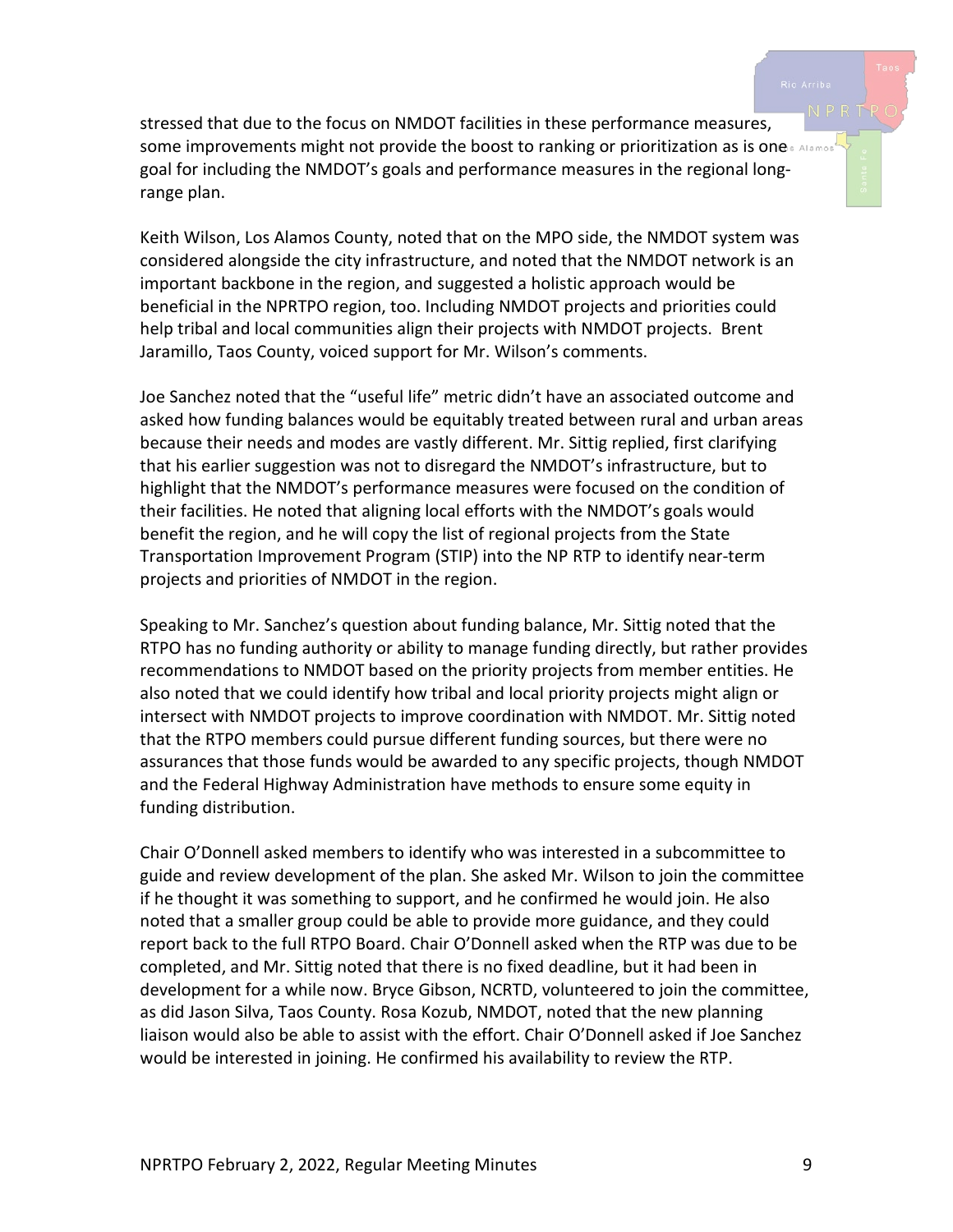stressed that due to the focus on NMDOT facilities in these performance measures, some improvements might not provide the boost to ranking or prioritization as is one goal for including the NMDOT's goals and performance measures in the regional long-range plan.

Keith Wilson, Los Alamos County, noted that on the MPO side, the NMDOT system was considered alongside the city infrastructure, and noted that the NMDOT network is an important backbone in the region, and suggested a holistic approach would be beneficial in the NPRTPO region, too. Including NMDOT projects and priorities could help tribal and local communities align their projects with NMDOT projects. Brent Jaramillo, Taos County, voiced support for Mr. Wilson's comments.

Joe Sanchez noted that the "useful life" metric didn't have an associated outcome and asked how funding balances would be equitably treated between rural and urban areas because their needs and modes are vastly different. Mr. Sittig replied, first clarifying that his earlier suggestion was not to disregard the NMDOT's infrastructure, but to highlight that the NMDOT's performance measures were focused on the condition of their facilities. He noted that aligning local efforts with the NMDOT's goals would benefit the region, and he will copy the list of regional projects from the State Transportation Improvement Program (STIP) into the NP RTP to identify near-term projects and priorities of NMDOT in the region.

Speaking to Mr. Sanchez's question about funding balance, Mr. Sittig noted that the RTPO has no funding authority or ability to manage funding directly, but rather provides recommendations to NMDOT based on the priority projects from member entities. He also noted that we could identify how tribal and local priority projects might align or intersect with NMDOT projects to improve coordination with NMDOT. Mr. Sittig noted that the RTPO members could pursue different funding sources, but there were no assurances that those funds would be awarded to any specific projects, though NMDOT and the Federal Highway Administration have methods to ensure some equity in funding distribution.

Chair O'Donnell asked members to identify who was interested in a subcommittee to guide and review development of the plan. She asked Mr. Wilson to join the committee if he thought it was something to support, and he confirmed he would join. He also noted that a smaller group could be able to provide more guidance, and they could report back to the full RTPO Board. Chair O'Donnell asked when the RTP was due to be completed, and Mr. Sittig noted that there is no fixed deadline, but it had been in development for a while now. Bryce Gibson, NCRTD, volunteered to join the committee, as did Jason Silva, Taos County. Rosa Kozub, NMDOT, noted that the new planning liaison would also be able to assist with the effort. Chair O'Donnell asked if Joe Sanchez would be interested in joining. He confirmed his availability to review the RTP.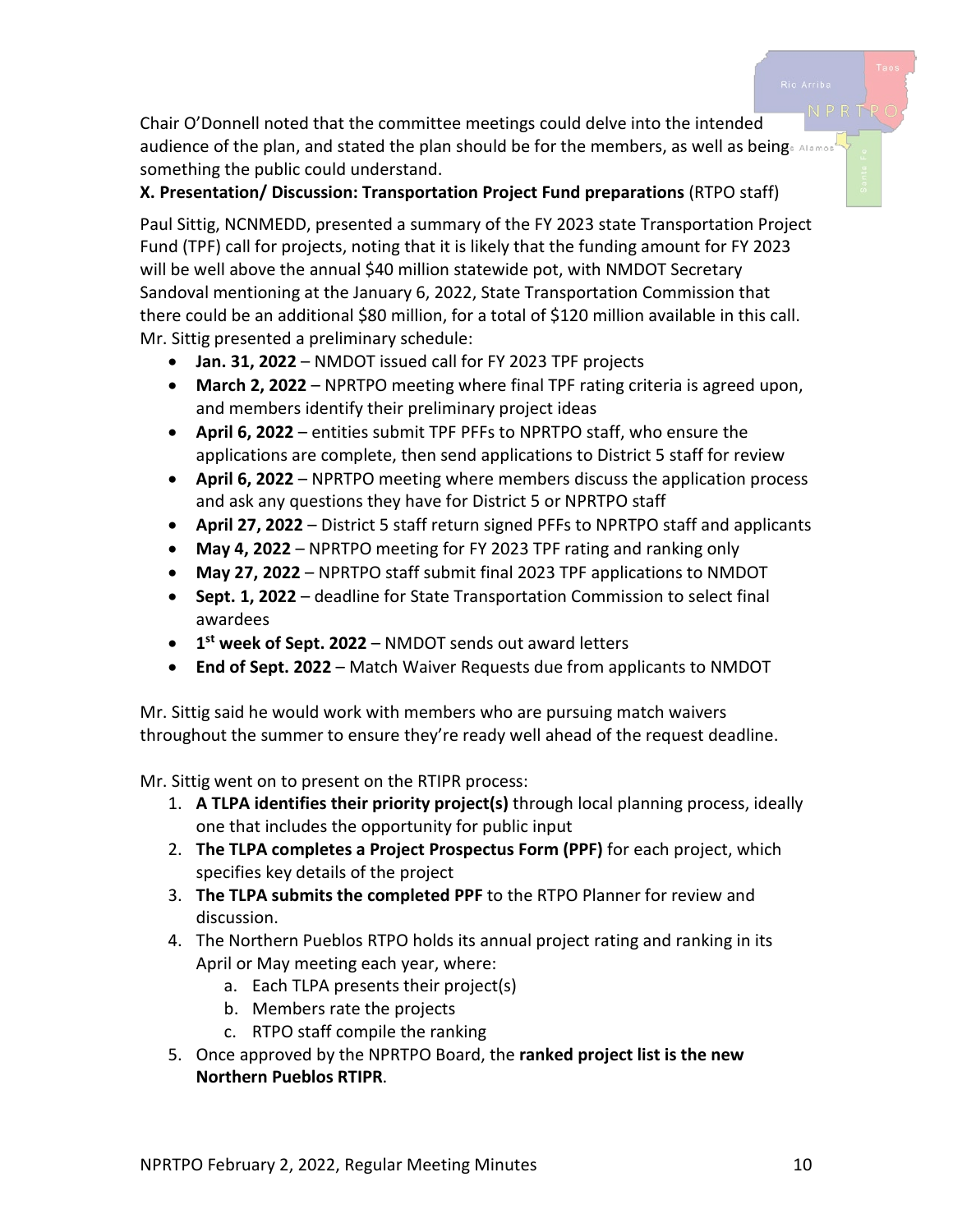Chair O'Donnell noted that the committee meetings could delve into the intended audience of the plan, and stated the plan should be for the members, as well as being something the public could understand.

**X. Presentation/ Discussion: Transportation Project Fund preparations** (RTPO staff)

Paul Sittig, NCNMEDD, presented a summary of the FY 2023 state Transportation Project Fund (TPF) call for projects, noting that it is likely that the funding amount for FY 2023 will be well above the annual $40 million statewide pot, with NMDOT Secretary Sandoval mentioning at the January 6, 2022, State Transportation Commission that there could be an additional $80 million, for a total of $120 million available in this call. Mr. Sittig presented a preliminary schedule:

- **Jan. 31, 2022** – NMDOT issued call for FY 2023 TPF projects
- **March 2, 2022** – NPRTPO meeting where final TPF rating criteria is agreed upon, and members identify their preliminary project ideas
- **April 6, 2022** – entities submit TPF PFFs to NPRTPO staff, who ensure the applications are complete, then send applications to District 5 staff for review
- **April 6, 2022** – NPRTPO meeting where members discuss the application process and ask any questions they have for District 5 or NPRTPO staff
- **April 27, 2022** – District 5 staff return signed PFFs to NPRTPO staff and applicants
- **May 4, 2022** – NPRTPO meeting for FY 2023 TPF rating and ranking only
- **May 27, 2022** – NPRTPO staff submit final 2023 TPF applications to NMDOT
- **Sept. 1, 2022** – deadline for State Transportation Commission to select final awardees
- **1st week of Sept. 2022** – NMDOT sends out award letters
- **End of Sept. 2022** – Match Waiver Requests due from applicants to NMDOT

Mr. Sittig said he would work with members who are pursuing match waivers throughout the summer to ensure they're ready well ahead of the request deadline.

Mr. Sittig went on to present on the RTIPR process:

1. **A TLPA identifies their priority project(s)** through local planning process, ideally one that includes the opportunity for public input
2. **The TLPA completes a Project Prospectus Form (PPF)** for each project, which specifies key details of the project
3. **The TLPA submits the completed PPF** to the RTPO Planner for review and discussion.
4. The Northern Pueblos RTPO holds its annual project rating and ranking in its April or May meeting each year, where:
   a. Each TLPA presents their project(s)
   b. Members rate the projects
   c. RTPO staff compile the ranking
5. Once approved by the NPRTPO Board, the **ranked project list is the new Northern Pueblos RTIPR**.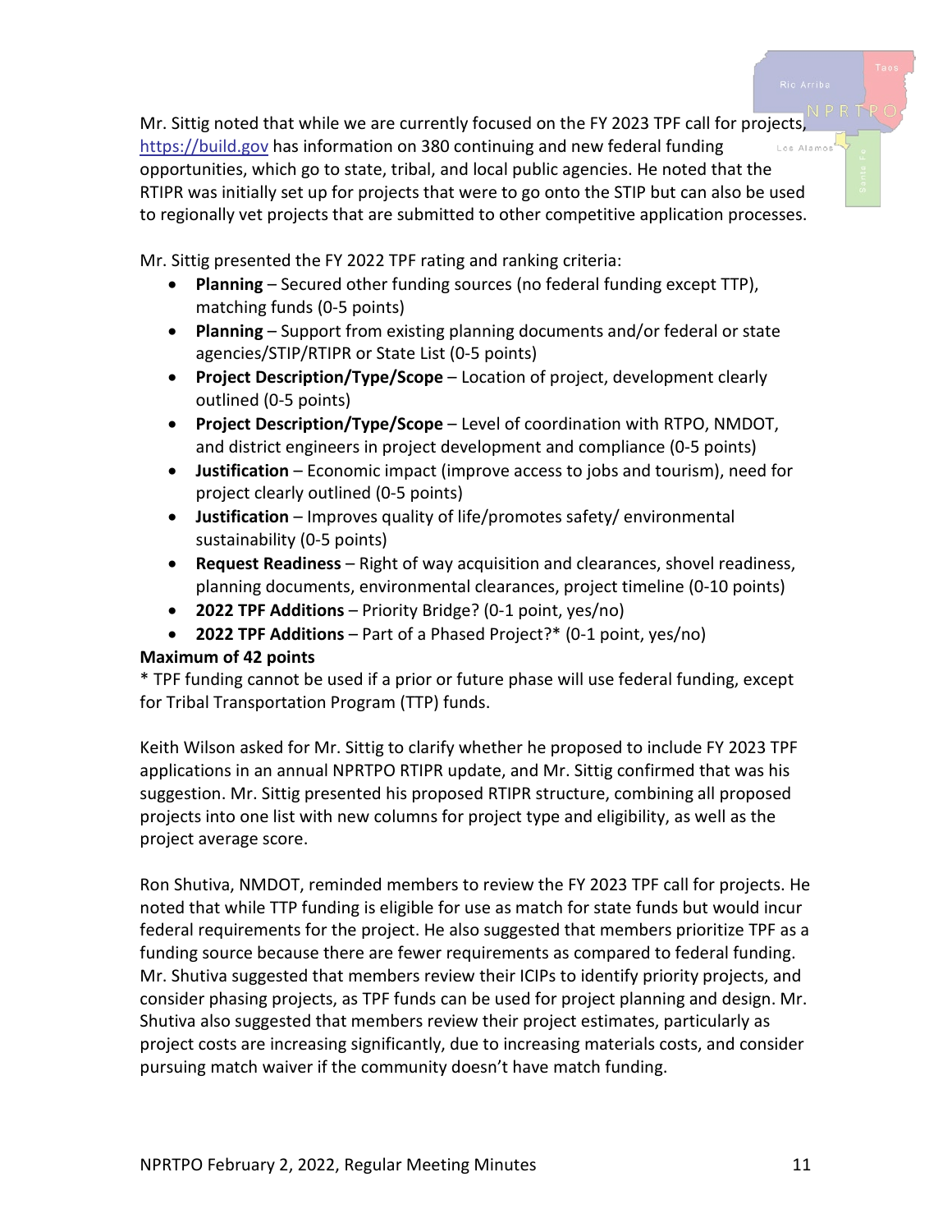Mr. Sittig noted that while we are currently focused on the FY 2023 TPF call for projects, https://build.gov has information on 380 continuing and new federal funding opportunities, which go to state, tribal, and local public agencies. He noted that the RTIPR was initially set up for projects that were to go onto the STIP but can also be used to regionally vet projects that are submitted to other competitive application processes.

Mr. Sittig presented the FY 2022 TPF rating and ranking criteria:

- **Planning** – Secured other funding sources (no federal funding except TTP), matching funds (0-5 points)
- **Planning** – Support from existing planning documents and/or federal or state agencies/STIP/RTIPR or State List (0-5 points)
- **Project Description/Type/Scope** – Location of project, development clearly outlined (0-5 points)
- **Project Description/Type/Scope** – Level of coordination with RTPO, NMDOT, and district engineers in project development and compliance (0-5 points)
- **Justification** – Economic impact (improve access to jobs and tourism), need for project clearly outlined (0-5 points)
- **Justification** – Improves quality of life/promotes safety/ environmental sustainability (0-5 points)
- **Request Readiness** – Right of way acquisition and clearances, shovel readiness, planning documents, environmental clearances, project timeline (0-10 points)
- **2022 TPF Additions** – Priority Bridge? (0-1 point, yes/no)
- **2022 TPF Additions** – Part of a Phased Project?* (0-1 point, yes/no)

**Maximum of 42 points**

* TPF funding cannot be used if a prior or future phase will use federal funding, except for Tribal Transportation Program (TTP) funds.

Keith Wilson asked for Mr. Sittig to clarify whether he proposed to include FY 2023 TPF applications in an annual NPRTPO RTIPR update, and Mr. Sittig confirmed that was his suggestion. Mr. Sittig presented his proposed RTIPR structure, combining all proposed projects into one list with new columns for project type and eligibility, as well as the project average score.

Ron Shutiva, NMDOT, reminded members to review the FY 2023 TPF call for projects. He noted that while TTP funding is eligible for use as match for state funds but would incur federal requirements for the project. He also suggested that members prioritize TPF as a funding source because there are fewer requirements as compared to federal funding. Mr. Shutiva suggested that members review their ICIPs to identify priority projects, and consider phasing projects, as TPF funds can be used for project planning and design. Mr. Shutiva also suggested that members review their project estimates, particularly as project costs are increasing significantly, due to increasing materials costs, and consider pursuing match waiver if the community doesn't have match funding.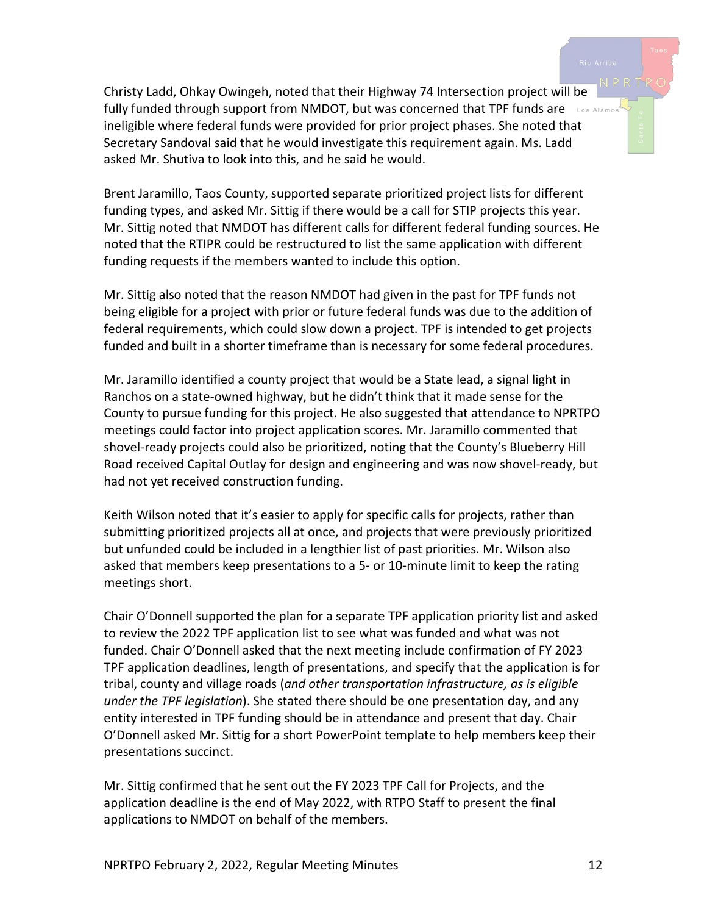Christy Ladd, Ohkay Owingeh, noted that their Highway 74 Intersection project will be fully funded through support from NMDOT, but was concerned that TPF funds are ineligible where federal funds were provided for prior project phases. She noted that Secretary Sandoval said that he would investigate this requirement again. Ms. Ladd asked Mr. Shutiva to look into this, and he said he would.

Brent Jaramillo, Taos County, supported separate prioritized project lists for different funding types, and asked Mr. Sittig if there would be a call for STIP projects this year. Mr. Sittig noted that NMDOT has different calls for different federal funding sources. He noted that the RTIPR could be restructured to list the same application with different funding requests if the members wanted to include this option.

Mr. Sittig also noted that the reason NMDOT had given in the past for TPF funds not being eligible for a project with prior or future federal funds was due to the addition of federal requirements, which could slow down a project. TPF is intended to get projects funded and built in a shorter timeframe than is necessary for some federal procedures.

Mr. Jaramillo identified a county project that would be a State lead, a signal light in Ranchos on a state-owned highway, but he didn't think that it made sense for the County to pursue funding for this project. He also suggested that attendance to NPRTPO meetings could factor into project application scores. Mr. Jaramillo commented that shovel-ready projects could also be prioritized, noting that the County's Blueberry Hill Road received Capital Outlay for design and engineering and was now shovel-ready, but had not yet received construction funding.

Keith Wilson noted that it's easier to apply for specific calls for projects, rather than submitting prioritized projects all at once, and projects that were previously prioritized but unfunded could be included in a lengthier list of past priorities. Mr. Wilson also asked that members keep presentations to a 5- or 10-minute limit to keep the rating meetings short.

Chair O'Donnell supported the plan for a separate TPF application priority list and asked to review the 2022 TPF application list to see what was funded and what was not funded. Chair O'Donnell asked that the next meeting include confirmation of FY 2023 TPF application deadlines, length of presentations, and specify that the application is for tribal, county and village roads (*and other transportation infrastructure, as is eligible under the TPF legislation*). She stated there should be one presentation day, and any entity interested in TPF funding should be in attendance and present that day. Chair O'Donnell asked Mr. Sittig for a short PowerPoint template to help members keep their presentations succinct.

Mr. Sittig confirmed that he sent out the FY 2023 TPF Call for Projects, and the application deadline is the end of May 2022, with RTPO Staff to present the final applications to NMDOT on behalf of the members.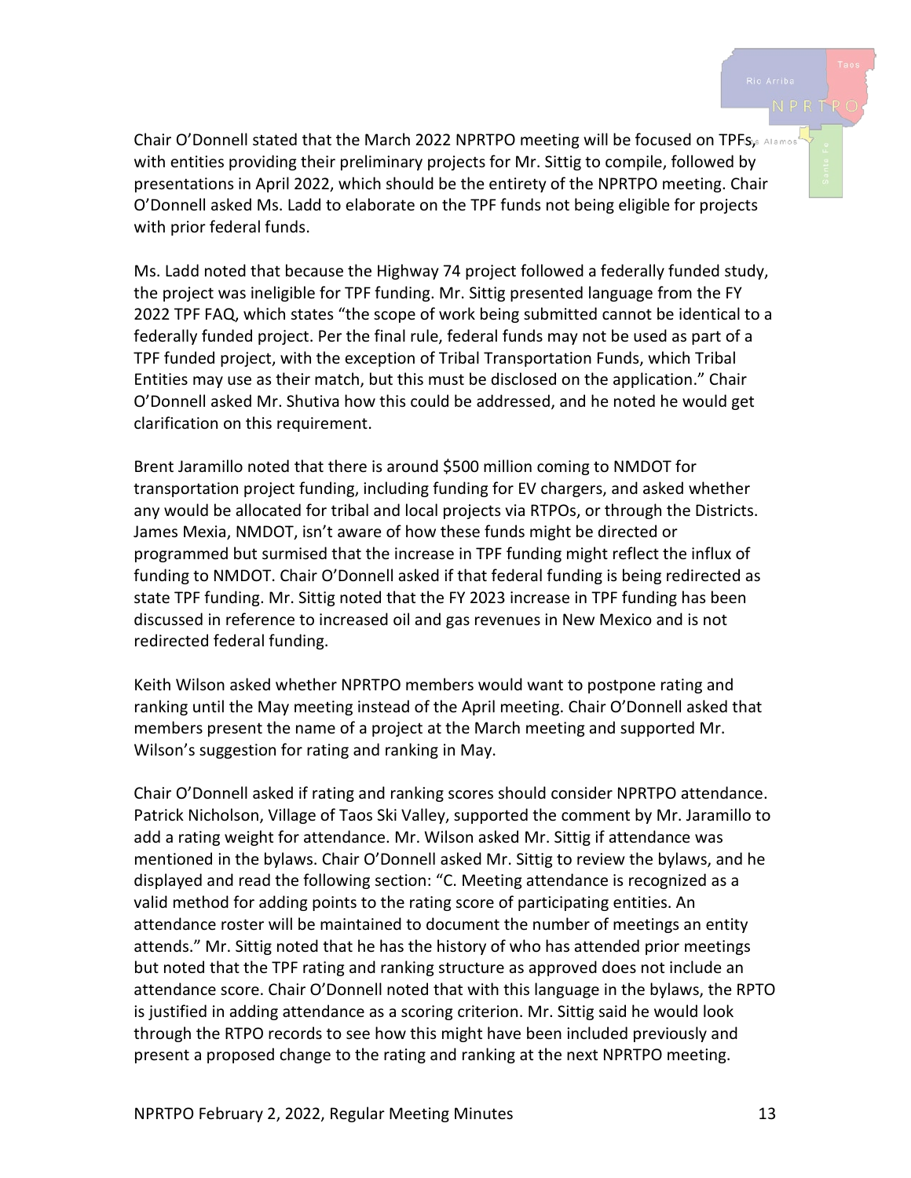Chair O'Donnell stated that the March 2022 NPRTPO meeting will be focused on TPFs, with entities providing their preliminary projects for Mr. Sittig to compile, followed by presentations in April 2022, which should be the entirety of the NPRTPO meeting. Chair O'Donnell asked Ms. Ladd to elaborate on the TPF funds not being eligible for projects with prior federal funds.

Ms. Ladd noted that because the Highway 74 project followed a federally funded study, the project was ineligible for TPF funding. Mr. Sittig presented language from the FY 2022 TPF FAQ, which states "the scope of work being submitted cannot be identical to a federally funded project. Per the final rule, federal funds may not be used as part of a TPF funded project, with the exception of Tribal Transportation Funds, which Tribal Entities may use as their match, but this must be disclosed on the application." Chair O'Donnell asked Mr. Shutiva how this could be addressed, and he noted he would get clarification on this requirement.

Brent Jaramillo noted that there is around $500 million coming to NMDOT for transportation project funding, including funding for EV chargers, and asked whether any would be allocated for tribal and local projects via RTPOs, or through the Districts. James Mexia, NMDOT, isn't aware of how these funds might be directed or programmed but surmised that the increase in TPF funding might reflect the influx of funding to NMDOT. Chair O'Donnell asked if that federal funding is being redirected as state TPF funding. Mr. Sittig noted that the FY 2023 increase in TPF funding has been discussed in reference to increased oil and gas revenues in New Mexico and is not redirected federal funding.

Keith Wilson asked whether NPRTPO members would want to postpone rating and ranking until the May meeting instead of the April meeting. Chair O'Donnell asked that members present the name of a project at the March meeting and supported Mr. Wilson's suggestion for rating and ranking in May.

Chair O'Donnell asked if rating and ranking scores should consider NPRTPO attendance. Patrick Nicholson, Village of Taos Ski Valley, supported the comment by Mr. Jaramillo to add a rating weight for attendance. Mr. Wilson asked Mr. Sittig if attendance was mentioned in the bylaws. Chair O'Donnell asked Mr. Sittig to review the bylaws, and he displayed and read the following section: "C. Meeting attendance is recognized as a valid method for adding points to the rating score of participating entities. An attendance roster will be maintained to document the number of meetings an entity attends." Mr. Sittig noted that he has the history of who has attended prior meetings but noted that the TPF rating and ranking structure as approved does not include an attendance score. Chair O'Donnell noted that with this language in the bylaws, the RPTO is justified in adding attendance as a scoring criterion. Mr. Sittig said he would look through the RTPO records to see how this might have been included previously and present a proposed change to the rating and ranking at the next NPRTPO meeting.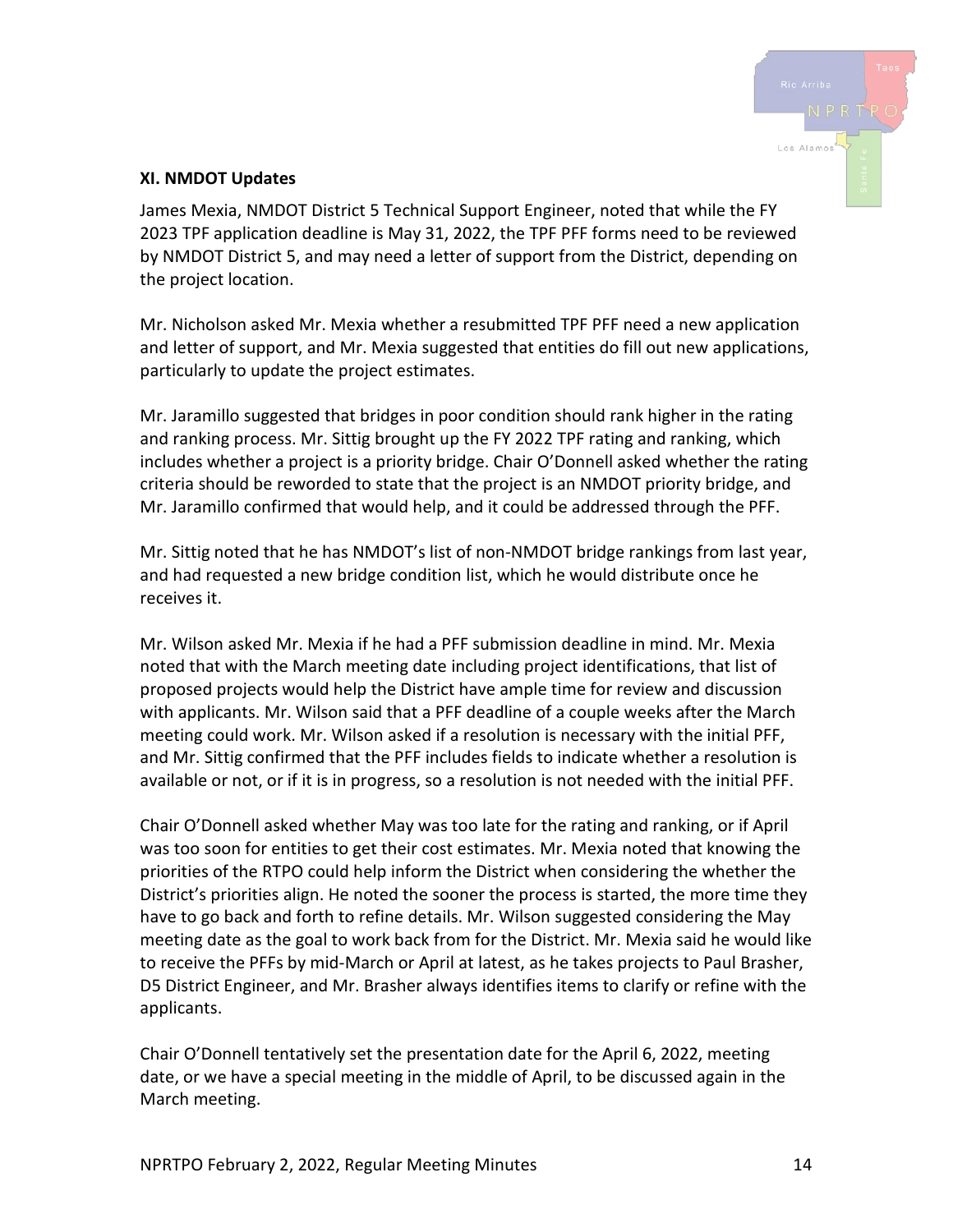**XI. NMDOT Updates**

James Mexia, NMDOT District 5 Technical Support Engineer, noted that while the FY 2023 TPF application deadline is May 31, 2022, the TPF PFF forms need to be reviewed by NMDOT District 5, and may need a letter of support from the District, depending on the project location.

Mr. Nicholson asked Mr. Mexia whether a resubmitted TPF PFF need a new application and letter of support, and Mr. Mexia suggested that entities do fill out new applications, particularly to update the project estimates.

Mr. Jaramillo suggested that bridges in poor condition should rank higher in the rating and ranking process. Mr. Sittig brought up the FY 2022 TPF rating and ranking, which includes whether a project is a priority bridge. Chair O'Donnell asked whether the rating criteria should be reworded to state that the project is an NMDOT priority bridge, and Mr. Jaramillo confirmed that would help, and it could be addressed through the PFF.

Mr. Sittig noted that he has NMDOT's list of non-NMDOT bridge rankings from last year, and had requested a new bridge condition list, which he would distribute once he receives it.

Mr. Wilson asked Mr. Mexia if he had a PFF submission deadline in mind. Mr. Mexia noted that with the March meeting date including project identifications, that list of proposed projects would help the District have ample time for review and discussion with applicants. Mr. Wilson said that a PFF deadline of a couple weeks after the March meeting could work. Mr. Wilson asked if a resolution is necessary with the initial PFF, and Mr. Sittig confirmed that the PFF includes fields to indicate whether a resolution is available or not, or if it is in progress, so a resolution is not needed with the initial PFF.

Chair O'Donnell asked whether May was too late for the rating and ranking, or if April was too soon for entities to get their cost estimates. Mr. Mexia noted that knowing the priorities of the RTPO could help inform the District when considering the whether the District's priorities align. He noted the sooner the process is started, the more time they have to go back and forth to refine details. Mr. Wilson suggested considering the May meeting date as the goal to work back from for the District. Mr. Mexia said he would like to receive the PFFs by mid-March or April at latest, as he takes projects to Paul Brasher, D5 District Engineer, and Mr. Brasher always identifies items to clarify or refine with the applicants.

Chair O'Donnell tentatively set the presentation date for the April 6, 2022, meeting date, or we have a special meeting in the middle of April, to be discussed again in the March meeting.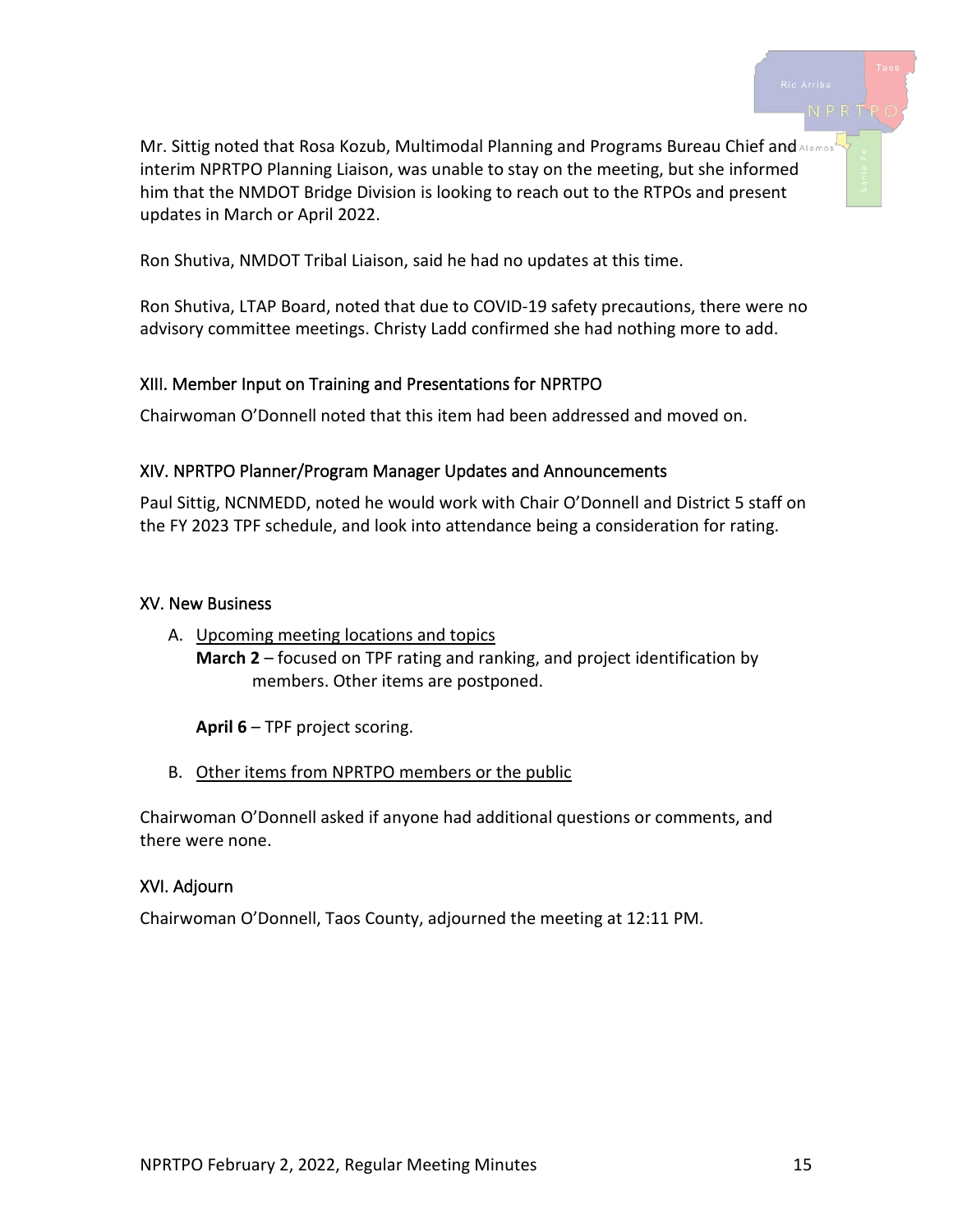Mr. Sittig noted that Rosa Kozub, Multimodal Planning and Programs Bureau Chief and interim NPRTPO Planning Liaison, was unable to stay on the meeting, but she informed him that the NMDOT Bridge Division is looking to reach out to the RTPOs and present updates in March or April 2022.

Ron Shutiva, NMDOT Tribal Liaison, said he had no updates at this time.

Ron Shutiva, LTAP Board, noted that due to COVID-19 safety precautions, there were no advisory committee meetings. Christy Ladd confirmed she had nothing more to add.

## XIII. Member Input on Training and Presentations for NPRTPO

Chairwoman O'Donnell noted that this item had been addressed and moved on.

## XIV. NPRTPO Planner/Program Manager Updates and Announcements

Paul Sittig, NCNMEDD, noted he would work with Chair O'Donnell and District 5 staff on the FY 2023 TPF schedule, and look into attendance being a consideration for rating.

## XV. New Business

A. Upcoming meeting locations and topics

**March 2** – focused on TPF rating and ranking, and project identification by members. Other items are postponed.

**April 6** – TPF project scoring.

B. Other items from NPRTPO members or the public

Chairwoman O'Donnell asked if anyone had additional questions or comments, and there were none.

## XVI. Adjourn

Chairwoman O'Donnell, Taos County, adjourned the meeting at 12:11 PM.